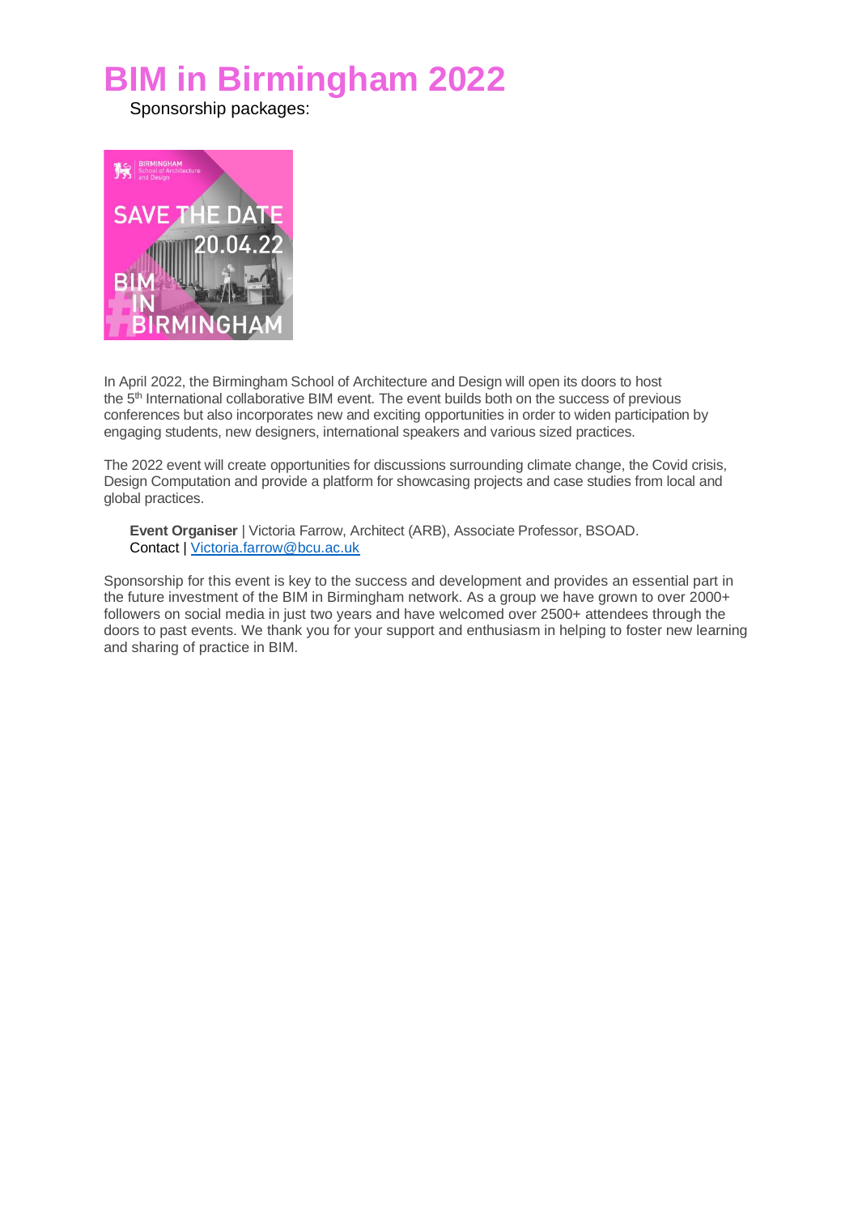# BIM in Birmingham 2022

Sponsorship packages:

In April 2022, the Birmingham School of Architecture and Design will open its doors to host the 5th International collaborative BIM event. The event builds both on the success of previous conferences but also incorporates new and exciting opportunities in order to widen participation by engaging students, new designers, international speakers and various sized practices.

The 2022 event will create opportunities for discussions surrounding climate change, the Covid crisis, Design Computation and provide a platform for showcasing projects and case studies from local and global practices.

**Event Organiser** | Victoria Farrow, Architect (ARB), Associate Professor, BSOAD.
Contact | [Victoria.farrow@bcu.ac.uk](mailto:Victoria.farrow@bcu.ac.uk)

Sponsorship for this event is key to the success and development and provides an essential part in the future investment of the BIM in Birmingham network. As a group we have grown to over 2000+ followers on social media in just two years and have welcomed over 2500+ attendees through the doors to past events. We thank you for your support and enthusiasm in helping to foster new learning and sharing of practice in BIM.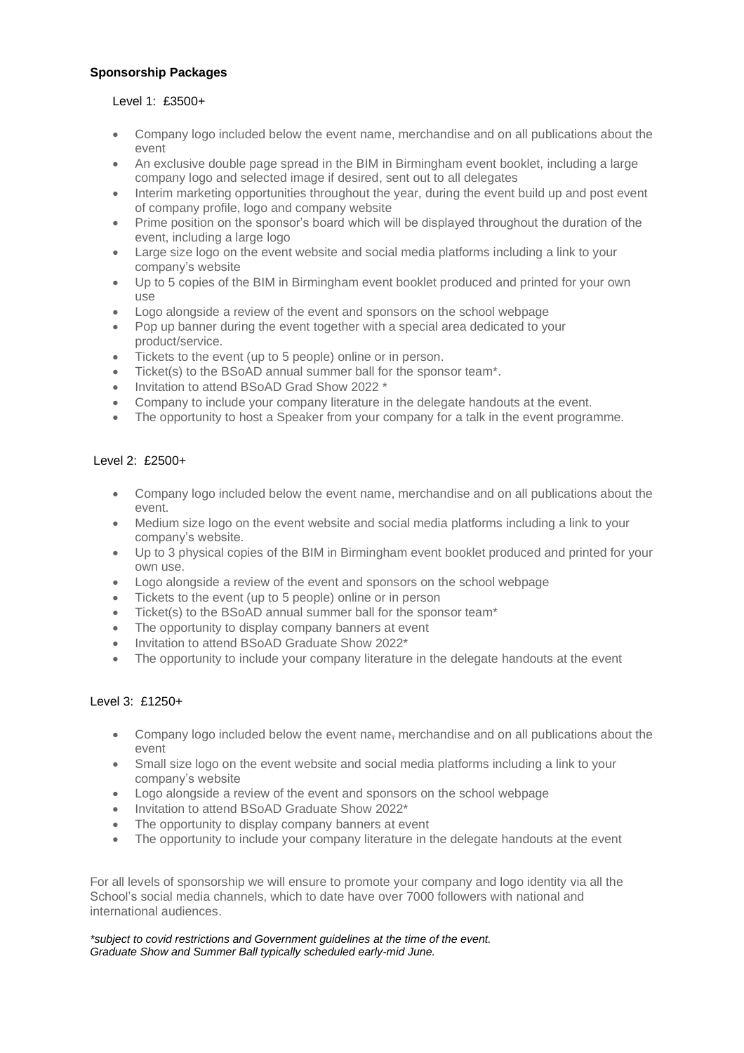**Sponsorship Packages**

Level 1: £3500+

- Company logo included below the event name, merchandise and on all publications about the event
- An exclusive double page spread in the BIM in Birmingham event booklet, including a large company logo and selected image if desired, sent out to all delegates
- Interim marketing opportunities throughout the year, during the event build up and post event of company profile, logo and company website
- Prime position on the sponsor's board which will be displayed throughout the duration of the event, including a large logo
- Large size logo on the event website and social media platforms including a link to your company's website
- Up to 5 copies of the BIM in Birmingham event booklet produced and printed for your own use
- Logo alongside a review of the event and sponsors on the school webpage
- Pop up banner during the event together with a special area dedicated to your product/service.
- Tickets to the event (up to 5 people) online or in person.
- Ticket(s) to the BSoAD annual summer ball for the sponsor team*.
- Invitation to attend BSoAD Grad Show 2022 *
- Company to include your company literature in the delegate handouts at the event.
- The opportunity to host a Speaker from your company for a talk in the event programme.

Level 2: £2500+

- Company logo included below the event name, merchandise and on all publications about the event.
- Medium size logo on the event website and social media platforms including a link to your company's website.
- Up to 3 physical copies of the BIM in Birmingham event booklet produced and printed for your own use.
- Logo alongside a review of the event and sponsors on the school webpage
- Tickets to the event (up to 5 people) online or in person
- Ticket(s) to the BSoAD annual summer ball for the sponsor team*
- The opportunity to display company banners at event
- Invitation to attend BSoAD Graduate Show 2022*
- The opportunity to include your company literature in the delegate handouts at the event

Level 3: £1250+

- Company logo included below the event name, merchandise and on all publications about the event
- Small size logo on the event website and social media platforms including a link to your company's website
- Logo alongside a review of the event and sponsors on the school webpage
- Invitation to attend BSoAD Graduate Show 2022*
- The opportunity to display company banners at event
- The opportunity to include your company literature in the delegate handouts at the event

For all levels of sponsorship we will ensure to promote your company and logo identity via all the School's social media channels, which to date have over 7000 followers with national and international audiences.

*\*subject to covid restrictions and Government guidelines at the time of the event.*
*Graduate Show and Summer Ball typically scheduled early-mid June.*